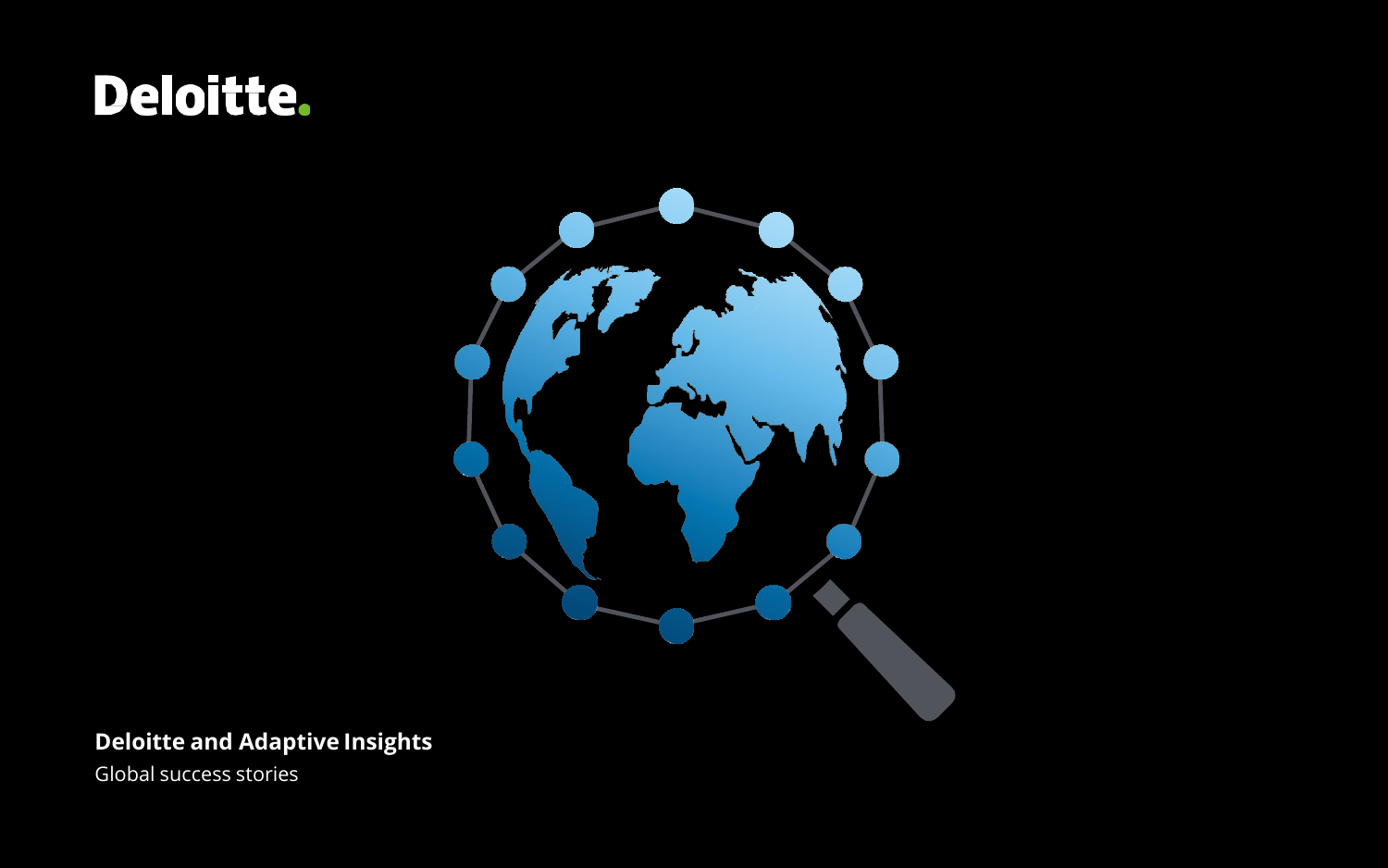Deloitte.

# Deloitte and Adaptive Insights

Global success stories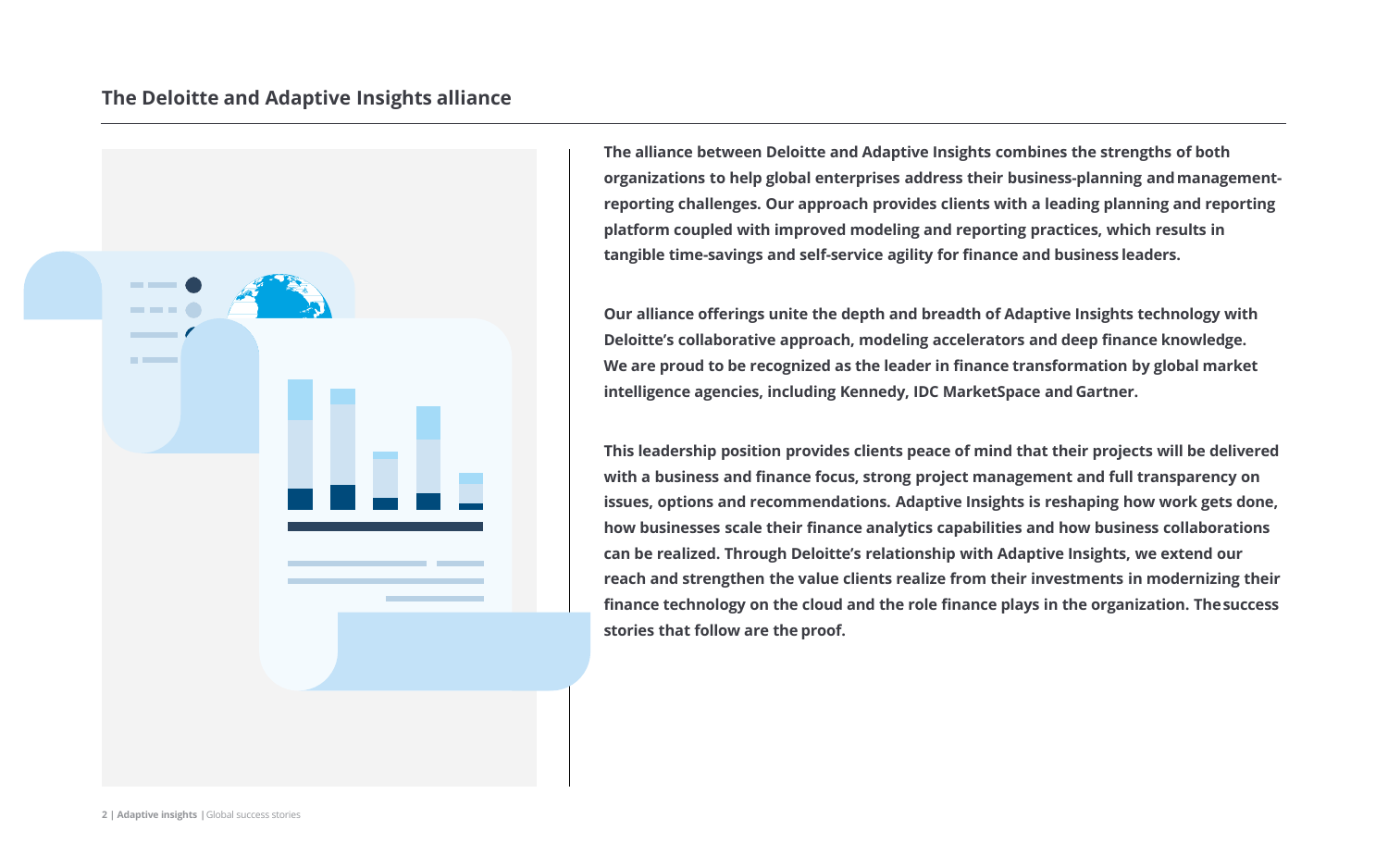## The Deloitte and Adaptive Insights alliance

**The alliance between Deloitte and Adaptive Insights combines the strengths of both organizations to help global enterprises address their business-planning and management-reporting challenges. Our approach provides clients with a leading planning and reporting platform coupled with improved modeling and reporting practices, which results in tangible time-savings and self-service agility for finance and business leaders.**

**Our alliance offerings unite the depth and breadth of Adaptive Insights technology with Deloitte's collaborative approach, modeling accelerators and deep finance knowledge. We are proud to be recognized as the leader in finance transformation by global market intelligence agencies, including Kennedy, IDC MarketSpace and Gartner.**

**This leadership position provides clients peace of mind that their projects will be delivered with a business and finance focus, strong project management and full transparency on issues, options and recommendations. Adaptive Insights is reshaping how work gets done, how businesses scale their finance analytics capabilities and how business collaborations can be realized. Through Deloitte's relationship with Adaptive Insights, we extend our reach and strengthen the value clients realize from their investments in modernizing their finance technology on the cloud and the role finance plays in the organization. The success stories that follow are the proof.**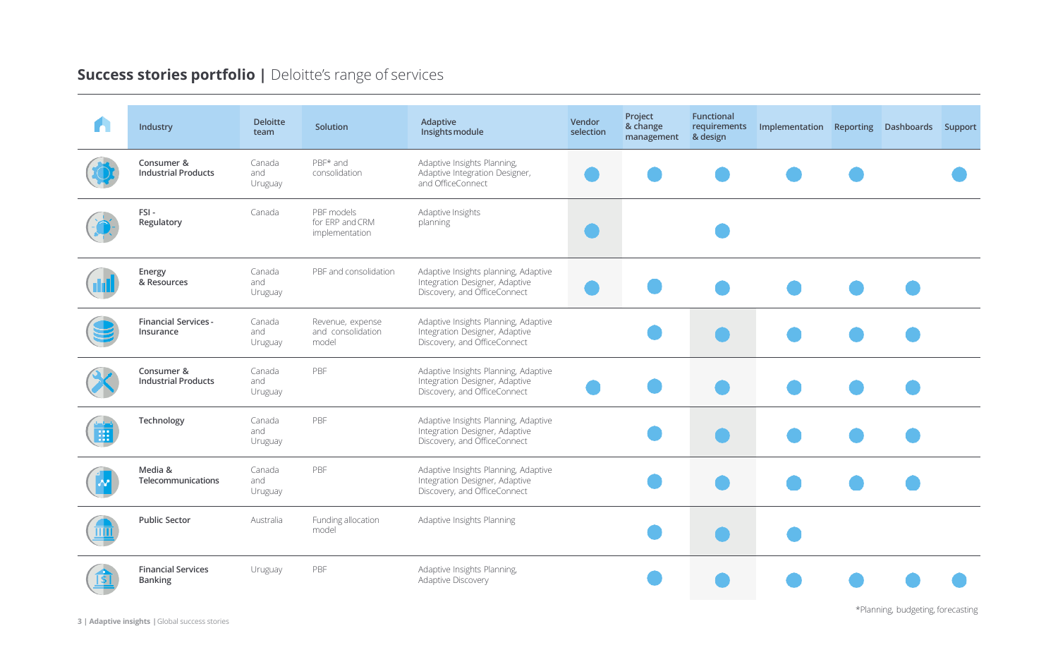# **Success stories portfolio** | Deloitte's range of services

| Industry | Deloitte team | Solution | Adaptive Insights module | Vendor selection | Project & change management | Functional requirements & design | Implementation | Reporting | Dashboards | Support |
|---|---|---|---|---|---|---|---|---|---|---|
| Consumer & Industrial Products | Canada and Uruguay | PBF* and consolidation | Adaptive Insights Planning, Adaptive Integration Designer, and OfficeConnect | ● | ● | ● | ● | ● | | ● |
| FSI - Regulatory | Canada | PBF models for ERP and CRM implementation | Adaptive Insights planning | ● | | ● | | | | |
| Energy & Resources | Canada and Uruguay | PBF and consolidation | Adaptive Insights planning, Adaptive Integration Designer, Adaptive Discovery, and OfficeConnect | ● | ● | ● | ● | ● | ● | |
| Financial Services - Insurance | Canada and Uruguay | Revenue, expense and consolidation model | Adaptive Insights Planning, Adaptive Integration Designer, Adaptive Discovery, and OfficeConnect | | ● | ● | ● | ● | ● | |
| Consumer & Industrial Products | Canada and Uruguay | PBF | Adaptive Insights Planning, Adaptive Integration Designer, Adaptive Discovery, and OfficeConnect | ● | ● | ● | ● | ● | ● | |
| Technology | Canada and Uruguay | PBF | Adaptive Insights Planning, Adaptive Integration Designer, Adaptive Discovery, and OfficeConnect | | ● | ● | ● | ● | ● | |
| Media & Telecommunications | Canada and Uruguay | PBF | Adaptive Insights Planning, Adaptive Integration Designer, Adaptive Discovery, and OfficeConnect | | ● | ● | ● | ● | ● | |
| Public Sector | Australia | Funding allocation model | Adaptive Insights Planning | | ● | ● | ● | | | |
| Financial Services Banking | Uruguay | PBF | Adaptive Insights Planning, Adaptive Discovery | | ● | ● | ● | ● | ● | ● |

*Planning, budgeting, forecasting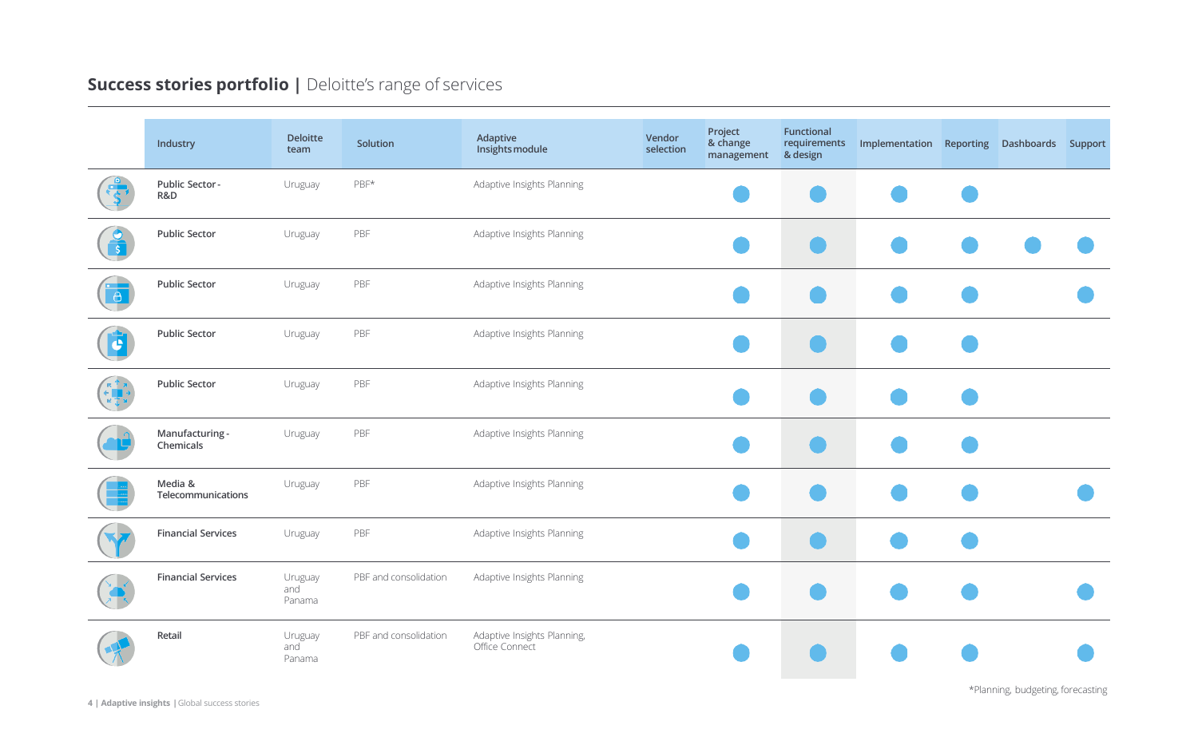## **Success stories portfolio** | Deloitte's range of services

| Industry | Deloitte team | Solution | Adaptive Insights module | Vendor selection | Project & change management | Functional requirements & design | Implementation | Reporting | Dashboards | Support |
|---|---|---|---|---|---|---|---|---|---|---|
| **Public Sector - R&D** | Uruguay | PBF* | Adaptive Insights Planning | | ● | ● | ● | ● | | |
| **Public Sector** | Uruguay | PBF | Adaptive Insights Planning | | ● | ● | ● | ● | ● | ● |
| **Public Sector** | Uruguay | PBF | Adaptive Insights Planning | | ● | ● | ● | ● | | ● |
| **Public Sector** | Uruguay | PBF | Adaptive Insights Planning | | ● | ● | ● | ● | | |
| **Public Sector** | Uruguay | PBF | Adaptive Insights Planning | | ● | ● | ● | ● | | |
| **Manufacturing - Chemicals** | Uruguay | PBF | Adaptive Insights Planning | | ● | ● | ● | ● | | |
| **Media & Telecommunications** | Uruguay | PBF | Adaptive Insights Planning | | ● | ● | ● | ● | | ● |
| **Financial Services** | Uruguay | PBF | Adaptive Insights Planning | | ● | ● | ● | ● | | |
| **Financial Services** | Uruguay and Panama | PBF and consolidation | Adaptive Insights Planning | | ● | ● | ● | ● | | ● |
| **Retail** | Uruguay and Panama | PBF and consolidation | Adaptive Insights Planning, Office Connect | | ● | ● | ● | ● | | ● |

*Planning, budgeting, forecasting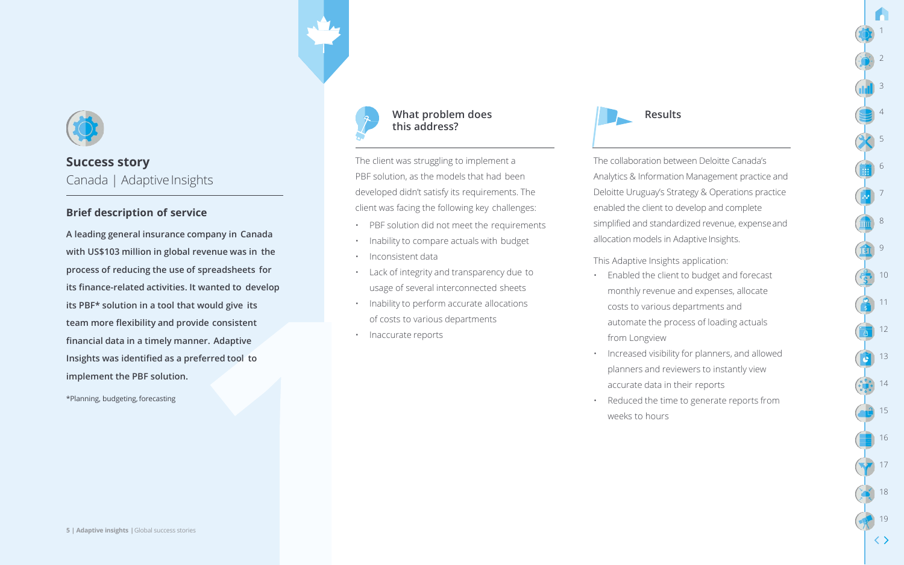## Success story

Canada | Adaptive Insights

### Brief description of service

**A leading general insurance company in Canada with US$103 million in global revenue was in the process of reducing the use of spreadsheets for its finance-related activities. It wanted to develop its PBF* solution in a tool that would give its team more flexibility and provide consistent financial data in a timely manner. Adaptive Insights was identified as a preferred tool to implement the PBF solution.**

*Planning, budgeting, forecasting

### What problem does this address?

The client was struggling to implement a PBF solution, as the models that had been developed didn't satisfy its requirements. The client was facing the following key challenges:

- PBF solution did not meet the requirements
- Inability to compare actuals with budget
- Inconsistent data
- Lack of integrity and transparency due to usage of several interconnected sheets
- Inability to perform accurate allocations of costs to various departments
- Inaccurate reports

### Results

The collaboration between Deloitte Canada's Analytics & Information Management practice and Deloitte Uruguay's Strategy & Operations practice enabled the client to develop and complete simplified and standardized revenue, expense and allocation models in Adaptive Insights.

This Adaptive Insights application:

- Enabled the client to budget and forecast monthly revenue and expenses, allocate costs to various departments and automate the process of loading actuals from Longview
- Increased visibility for planners, and allowed planners and reviewers to instantly view accurate data in their reports
- Reduced the time to generate reports from weeks to hours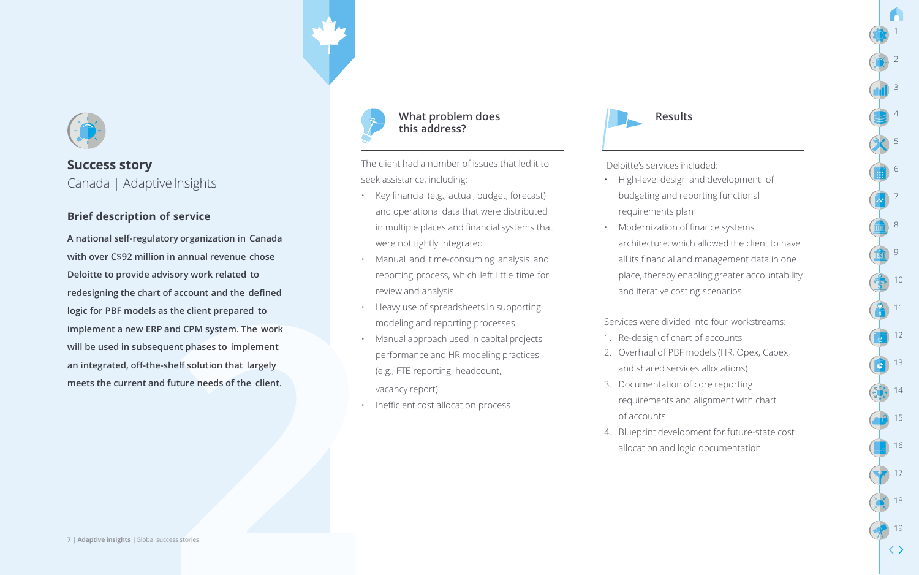## Success story

Canada | Adaptive Insights

### Brief description of service

**A national self-regulatory organization in Canada with over C$92 million in annual revenue chose Deloitte to provide advisory work related to redesigning the chart of account and the defined logic for PBF models as the client prepared to implement a new ERP and CPM system. The work will be used in subsequent phases to implement an integrated, off-the-shelf solution that largely meets the current and future needs of the client.**

### What problem does this address?

The client had a number of issues that led it to seek assistance, including:

- Key financial (e.g., actual, budget, forecast) and operational data that were distributed in multiple places and financial systems that were not tightly integrated
- Manual and time-consuming analysis and reporting process, which left little time for review and analysis
- Heavy use of spreadsheets in supporting modeling and reporting processes
- Manual approach used in capital projects performance and HR modeling practices (e.g., FTE reporting, headcount, vacancy report)
- Inefficient cost allocation process

### Results

Deloitte's services included:

- High-level design and development of budgeting and reporting functional requirements plan
- Modernization of finance systems architecture, which allowed the client to have all its financial and management data in one place, thereby enabling greater accountability and iterative costing scenarios

Services were divided into four workstreams:

1. Re-design of chart of accounts
2. Overhaul of PBF models (HR, Opex, Capex, and shared services allocations)
3. Documentation of core reporting requirements and alignment with chart of accounts
4. Blueprint development for future-state cost allocation and logic documentation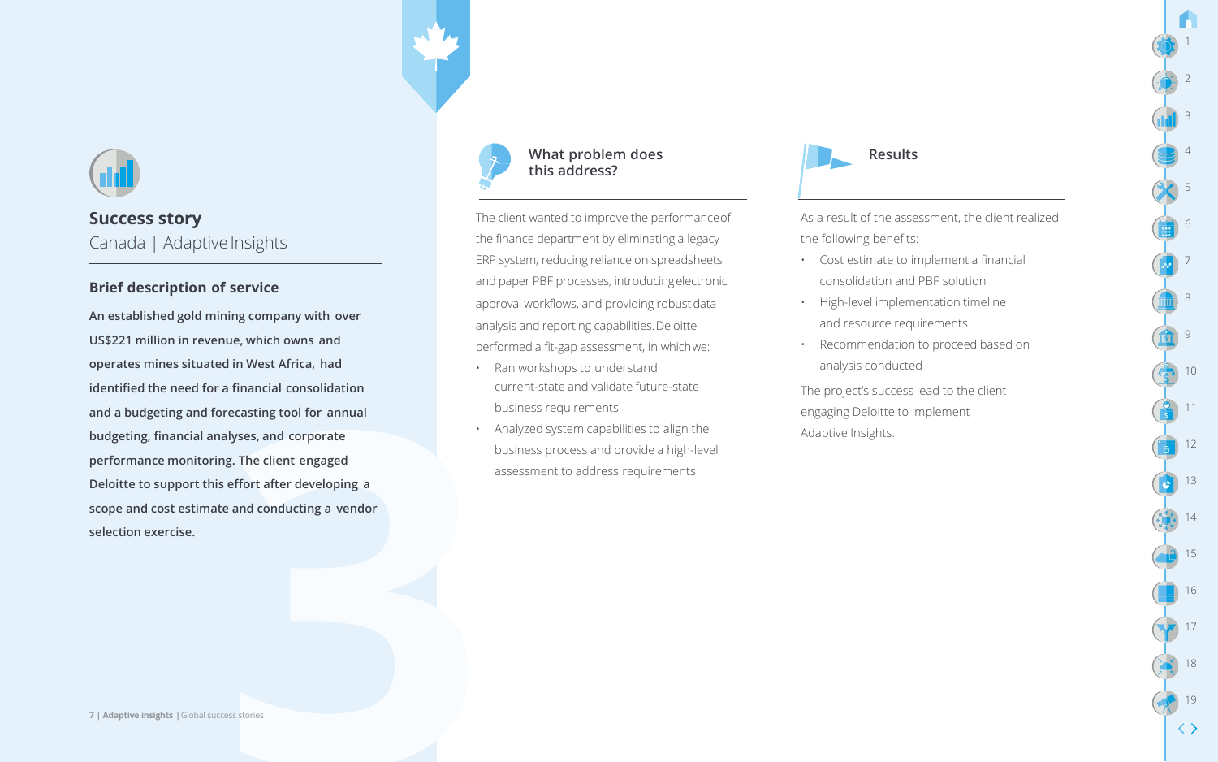## Success story

Canada | Adaptive Insights

### Brief description of service

**An established gold mining company with over US$221 million in revenue, which owns and operates mines situated in West Africa, had identified the need for a financial consolidation and a budgeting and forecasting tool for annual budgeting, financial analyses, and corporate performance monitoring. The client engaged Deloitte to support this effort after developing a scope and cost estimate and conducting a vendor selection exercise.**

### What problem does this address?

The client wanted to improve the performance of the finance department by eliminating a legacy ERP system, reducing reliance on spreadsheets and paper PBF processes, introducing electronic approval workflows, and providing robust data analysis and reporting capabilities. Deloitte performed a fit-gap assessment, in which we:

- Ran workshops to understand current-state and validate future-state business requirements
- Analyzed system capabilities to align the business process and provide a high-level assessment to address requirements

### Results

As a result of the assessment, the client realized the following benefits:

- Cost estimate to implement a financial consolidation and PBF solution
- High-level implementation timeline and resource requirements
- Recommendation to proceed based on analysis conducted

The project's success lead to the client engaging Deloitte to implement Adaptive Insights.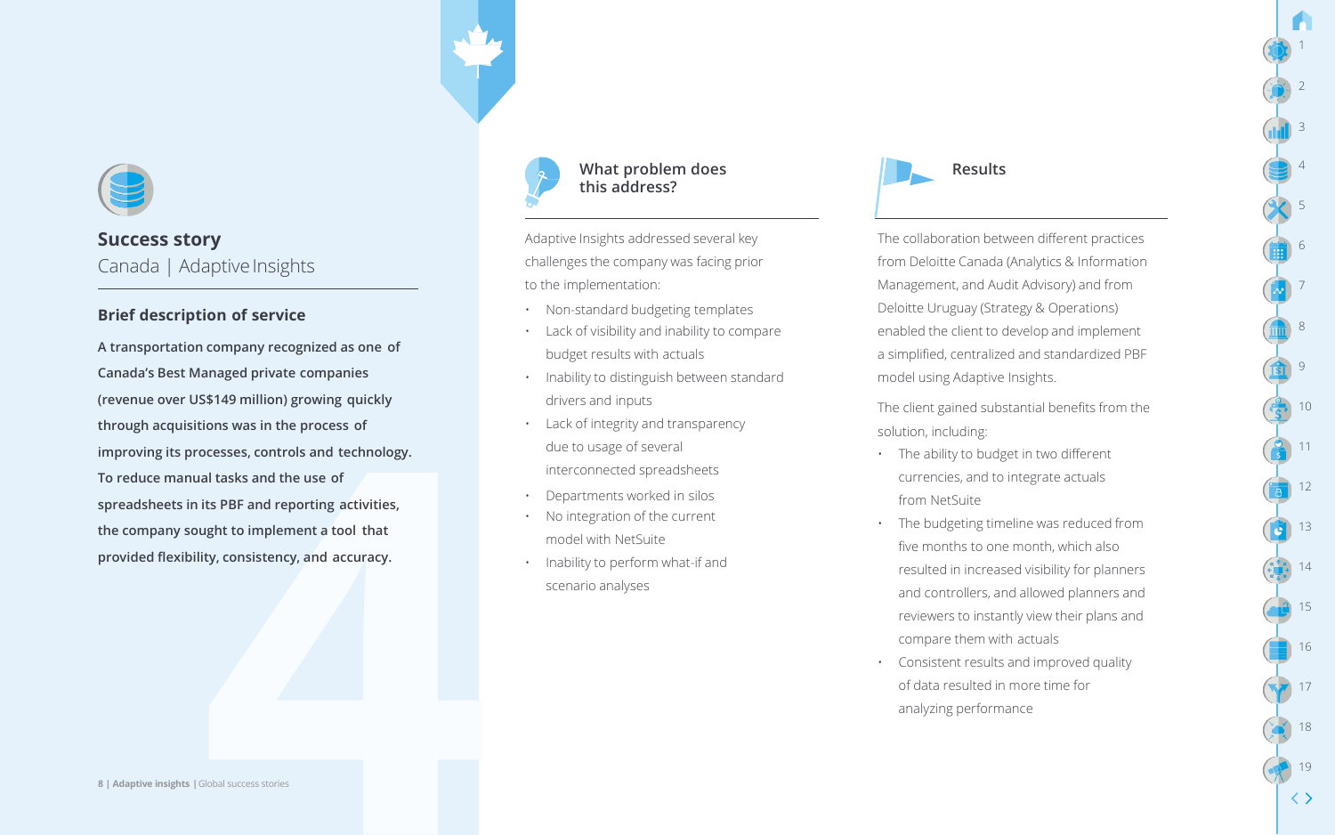## Success story

Canada | Adaptive Insights

### Brief description of service

**A transportation company recognized as one of Canada's Best Managed private companies (revenue over US$149 million) growing quickly through acquisitions was in the process of improving its processes, controls and technology. To reduce manual tasks and the use of spreadsheets in its PBF and reporting activities, the company sought to implement a tool that provided flexibility, consistency, and accuracy.**

### What problem does this address?

Adaptive Insights addressed several key challenges the company was facing prior to the implementation:

- Non-standard budgeting templates
- Lack of visibility and inability to compare budget results with actuals
- Inability to distinguish between standard drivers and inputs
- Lack of integrity and transparency due to usage of several interconnected spreadsheets
- Departments worked in silos
- No integration of the current model with NetSuite
- Inability to perform what-if and scenario analyses

### Results

The collaboration between different practices from Deloitte Canada (Analytics & Information Management, and Audit Advisory) and from Deloitte Uruguay (Strategy & Operations) enabled the client to develop and implement a simplified, centralized and standardized PBF model using Adaptive Insights.

The client gained substantial benefits from the solution, including:

- The ability to budget in two different currencies, and to integrate actuals from NetSuite
- The budgeting timeline was reduced from five months to one month, which also resulted in increased visibility for planners and controllers, and allowed planners and reviewers to instantly view their plans and compare them with actuals
- Consistent results and improved quality of data resulted in more time for analyzing performance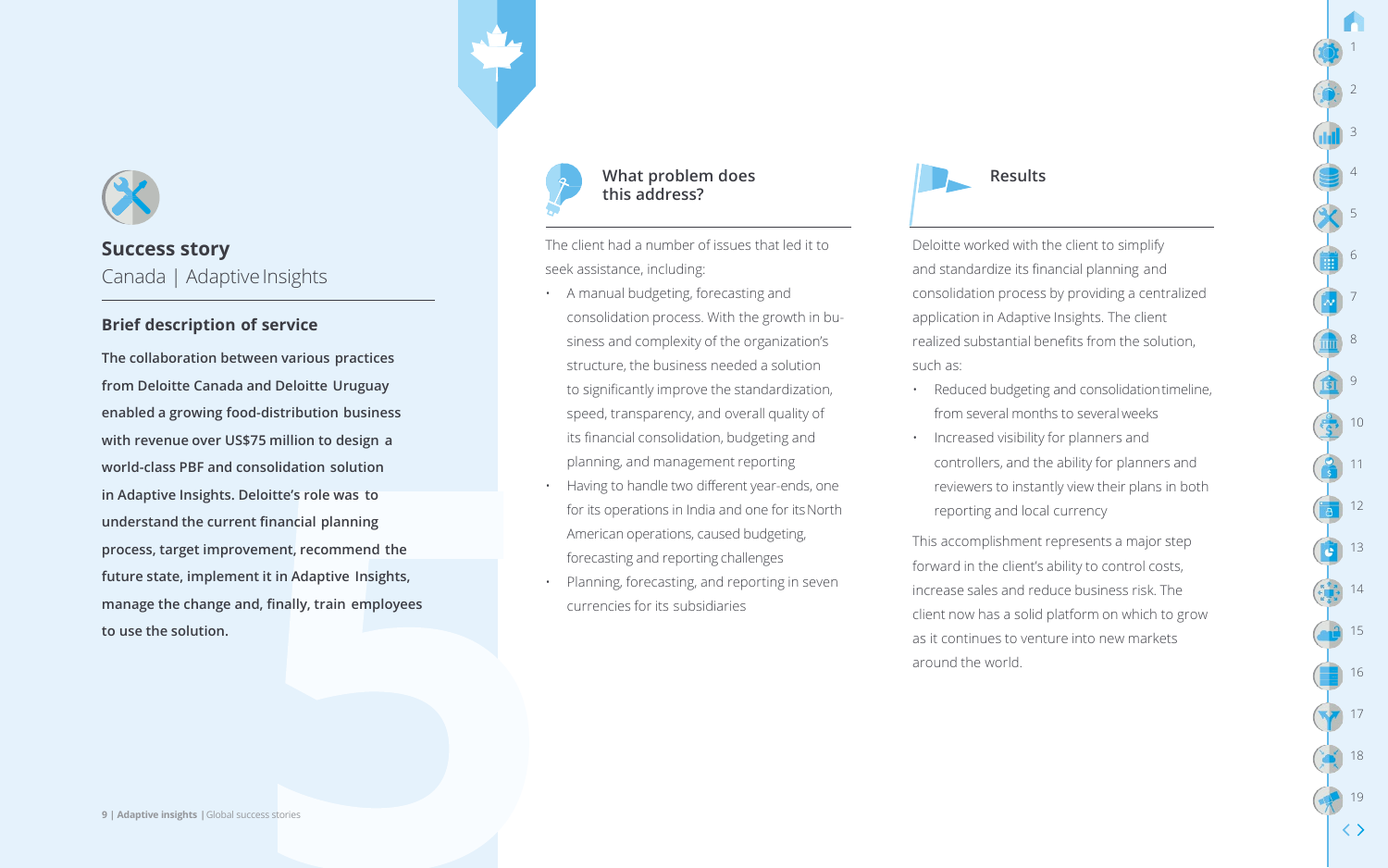## Success story

Canada | Adaptive Insights

### Brief description of service

**The collaboration between various practices from Deloitte Canada and Deloitte Uruguay enabled a growing food-distribution business with revenue over US$75 million to design a world-class PBF and consolidation solution in Adaptive Insights. Deloitte's role was to understand the current financial planning process, target improvement, recommend the future state, implement it in Adaptive Insights, manage the change and, finally, train employees to use the solution.**

### What problem does this address?

The client had a number of issues that led it to seek assistance, including:

- A manual budgeting, forecasting and consolidation process. With the growth in business and complexity of the organization's structure, the business needed a solution to significantly improve the standardization, speed, transparency, and overall quality of its financial consolidation, budgeting and planning, and management reporting
- Having to handle two different year-ends, one for its operations in India and one for its North American operations, caused budgeting, forecasting and reporting challenges
- Planning, forecasting, and reporting in seven currencies for its subsidiaries

### Results

Deloitte worked with the client to simplify and standardize its financial planning and consolidation process by providing a centralized application in Adaptive Insights. The client realized substantial benefits from the solution, such as:

- Reduced budgeting and consolidation timeline, from several months to several weeks
- Increased visibility for planners and controllers, and the ability for planners and reviewers to instantly view their plans in both reporting and local currency

This accomplishment represents a major step forward in the client's ability to control costs, increase sales and reduce business risk. The client now has a solid platform on which to grow as it continues to venture into new markets around the world.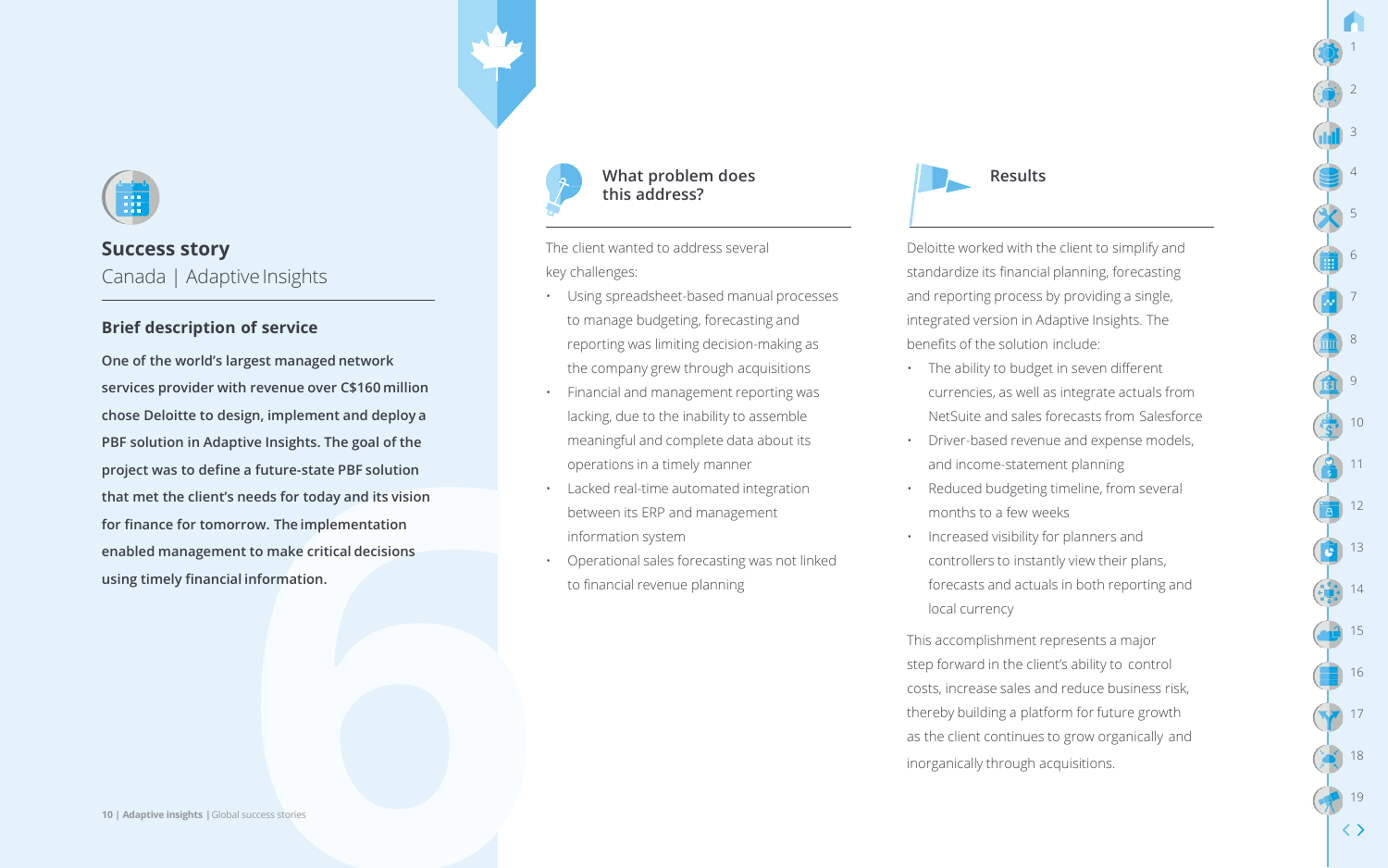## Success story

Canada | Adaptive Insights

### Brief description of service

**One of the world's largest managed network services provider with revenue over C$160 million chose Deloitte to design, implement and deploy a PBF solution in Adaptive Insights. The goal of the project was to define a future-state PBF solution that met the client's needs for today and its vision for finance for tomorrow. The implementation enabled management to make critical decisions using timely financial information.**

### What problem does this address?

The client wanted to address several key challenges:

- Using spreadsheet-based manual processes to manage budgeting, forecasting and reporting was limiting decision-making as the company grew through acquisitions
- Financial and management reporting was lacking, due to the inability to assemble meaningful and complete data about its operations in a timely manner
- Lacked real-time automated integration between its ERP and management information system
- Operational sales forecasting was not linked to financial revenue planning

### Results

Deloitte worked with the client to simplify and standardize its financial planning, forecasting and reporting process by providing a single, integrated version in Adaptive Insights. The benefits of the solution include:

- The ability to budget in seven different currencies, as well as integrate actuals from NetSuite and sales forecasts from Salesforce
- Driver-based revenue and expense models, and income-statement planning
- Reduced budgeting timeline, from several months to a few weeks
- Increased visibility for planners and controllers to instantly view their plans, forecasts and actuals in both reporting and local currency

This accomplishment represents a major step forward in the client's ability to control costs, increase sales and reduce business risk, thereby building a platform for future growth as the client continues to grow organically and inorganically through acquisitions.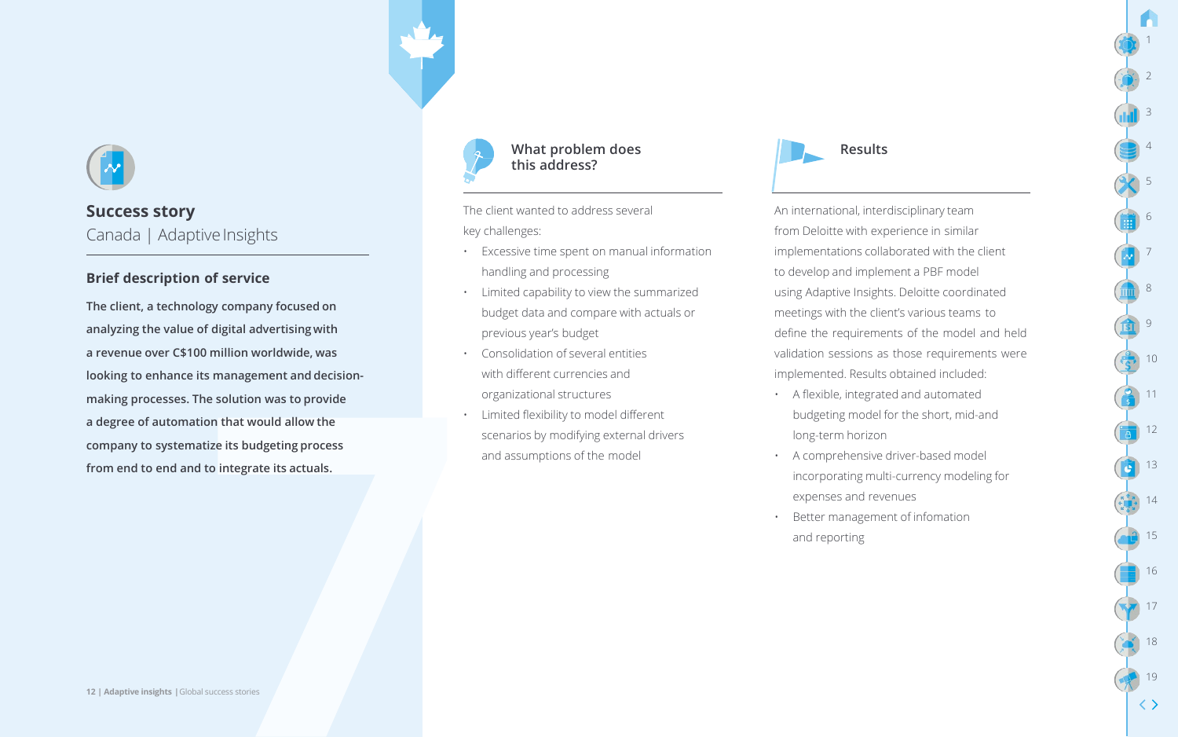## Success story

Canada | Adaptive Insights

### Brief description of service

**The client, a technology company focused on analyzing the value of digital advertising with a revenue over C$100 million worldwide, was looking to enhance its management and decision-making processes. The solution was to provide a degree of automation that would allow the company to systematize its budgeting process from end to end and to integrate its actuals.**

### What problem does this address?

The client wanted to address several key challenges:

- Excessive time spent on manual information handling and processing
- Limited capability to view the summarized budget data and compare with actuals or previous year's budget
- Consolidation of several entities with different currencies and organizational structures
- Limited flexibility to model different scenarios by modifying external drivers and assumptions of the model

### Results

An international, interdisciplinary team from Deloitte with experience in similar implementations collaborated with the client to develop and implement a PBF model using Adaptive Insights. Deloitte coordinated meetings with the client's various teams to define the requirements of the model and held validation sessions as those requirements were implemented. Results obtained included:

- A flexible, integrated and automated budgeting model for the short, mid-and long-term horizon
- A comprehensive driver-based model incorporating multi-currency modeling for expenses and revenues
- Better management of infomation and reporting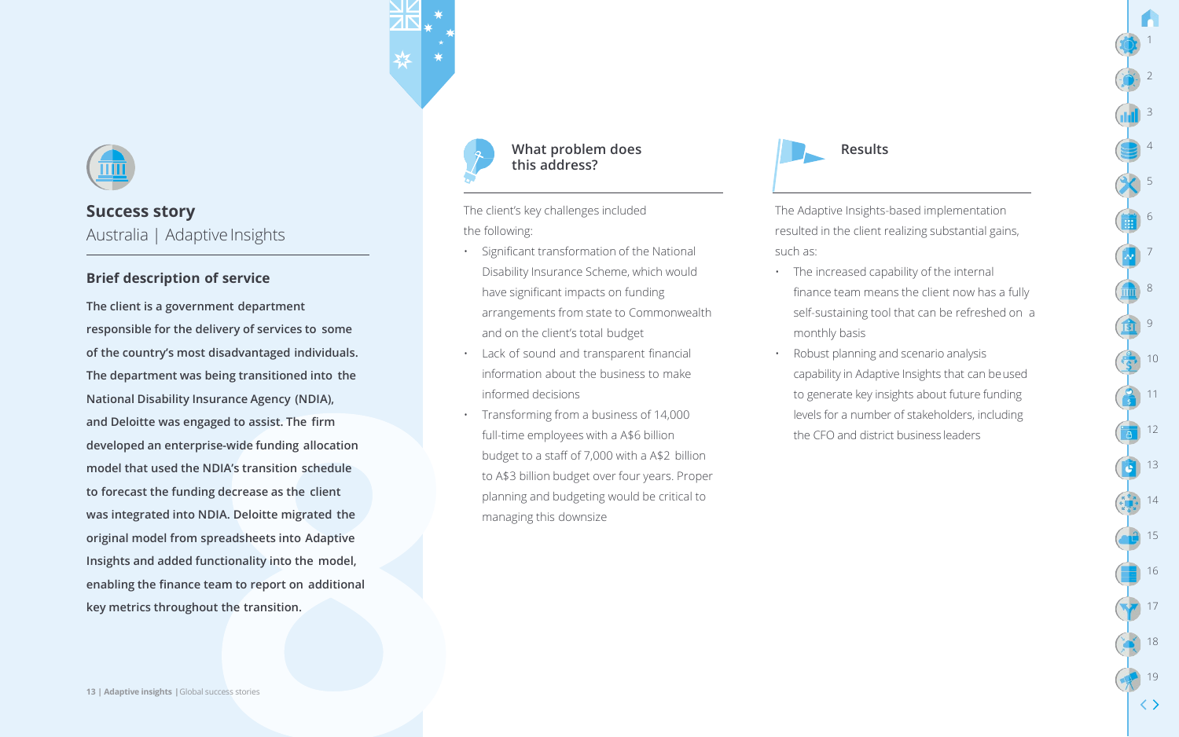## Success story

Australia | Adaptive Insights

### Brief description of service

**The client is a government department responsible for the delivery of services to some of the country's most disadvantaged individuals. The department was being transitioned into the National Disability Insurance Agency (NDIA), and Deloitte was engaged to assist. The firm developed an enterprise-wide funding allocation model that used the NDIA's transition schedule to forecast the funding decrease as the client was integrated into NDIA. Deloitte migrated the original model from spreadsheets into Adaptive Insights and added functionality into the model, enabling the finance team to report on additional key metrics throughout the transition.**

### What problem does this address?

The client's key challenges included the following:

- Significant transformation of the National Disability Insurance Scheme, which would have significant impacts on funding arrangements from state to Commonwealth and on the client's total budget
- Lack of sound and transparent financial information about the business to make informed decisions
- Transforming from a business of 14,000 full-time employees with a A$6 billion budget to a staff of 7,000 with a A$2 billion to A$3 billion budget over four years. Proper planning and budgeting would be critical to managing this downsize

### Results

The Adaptive Insights-based implementation resulted in the client realizing substantial gains, such as:

- The increased capability of the internal finance team means the client now has a fully self-sustaining tool that can be refreshed on a monthly basis
- Robust planning and scenario analysis capability in Adaptive Insights that can be used to generate key insights about future funding levels for a number of stakeholders, including the CFO and district business leaders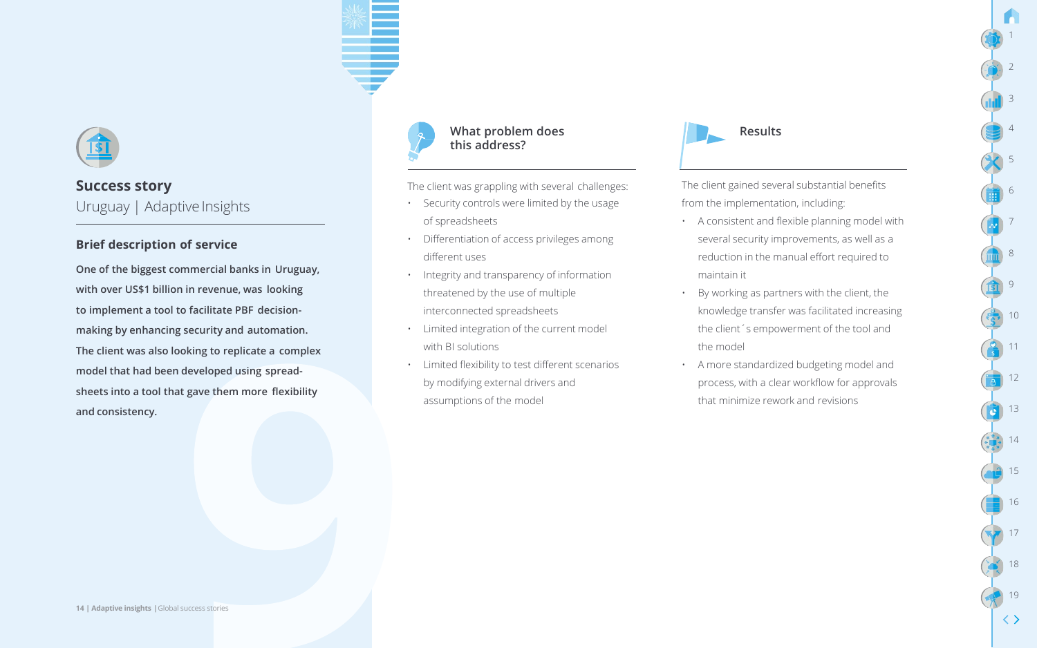## Success story

Uruguay | Adaptive Insights

### Brief description of service

**One of the biggest commercial banks in Uruguay, with over US$1 billion in revenue, was looking to implement a tool to facilitate PBF decision-making by enhancing security and automation. The client was also looking to replicate a complex model that had been developed using spread-sheets into a tool that gave them more flexibility and consistency.**

### What problem does this address?

The client was grappling with several challenges:

- Security controls were limited by the usage of spreadsheets
- Differentiation of access privileges among different uses
- Integrity and transparency of information threatened by the use of multiple interconnected spreadsheets
- Limited integration of the current model with BI solutions
- Limited flexibility to test different scenarios by modifying external drivers and assumptions of the model

### Results

The client gained several substantial benefits from the implementation, including:

- A consistent and flexible planning model with several security improvements, as well as a reduction in the manual effort required to maintain it
- By working as partners with the client, the knowledge transfer was facilitated increasing the client´s empowerment of the tool and the model
- A more standardized budgeting model and process, with a clear workflow for approvals that minimize rework and revisions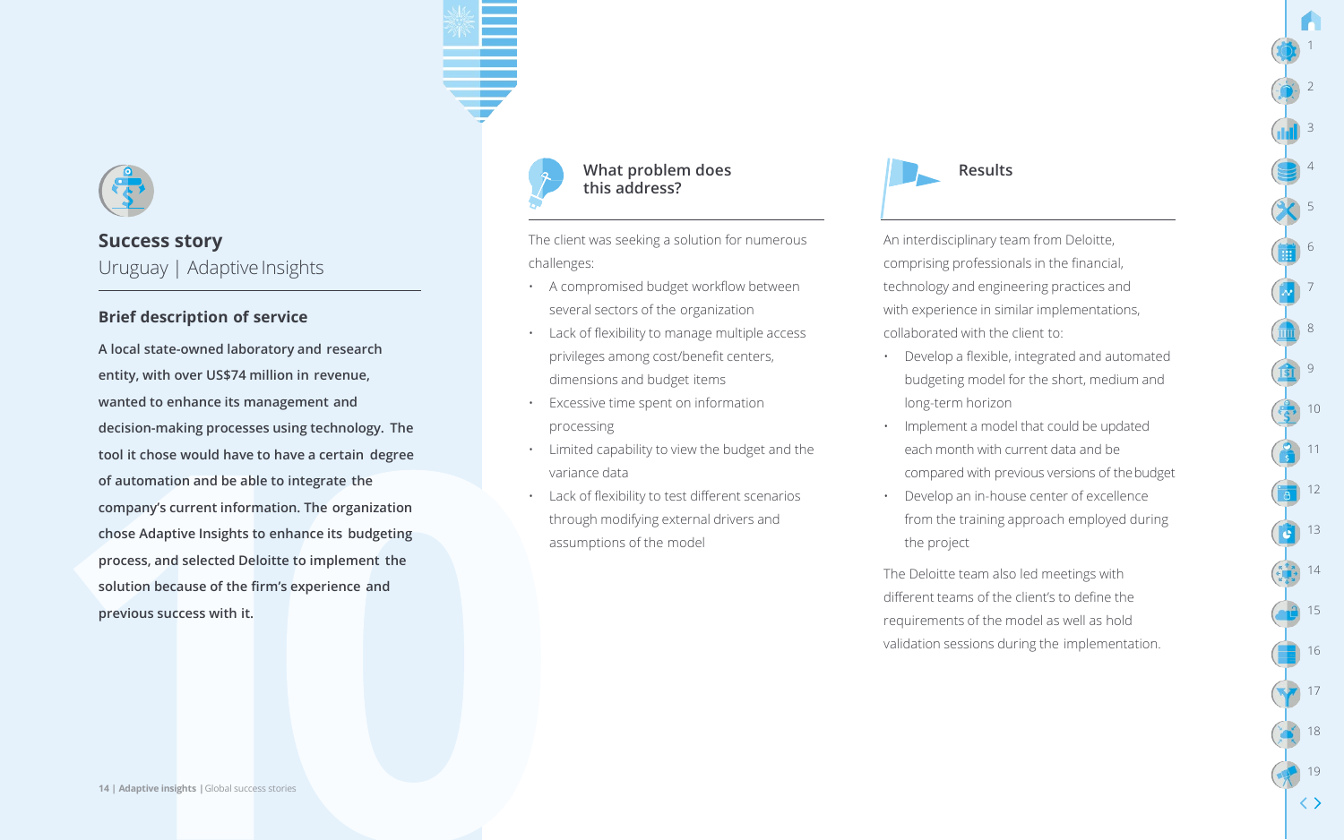## Success story

Uruguay | Adaptive Insights

### Brief description of service

**A local state-owned laboratory and research entity, with over US$74 million in revenue, wanted to enhance its management and decision-making processes using technology. The tool it chose would have to have a certain degree of automation and be able to integrate the company's current information. The organization chose Adaptive Insights to enhance its budgeting process, and selected Deloitte to implement the solution because of the firm's experience and previous success with it.**

### What problem does this address?

The client was seeking a solution for numerous challenges:

- A compromised budget workflow between several sectors of the organization
- Lack of flexibility to manage multiple access privileges among cost/benefit centers, dimensions and budget items
- Excessive time spent on information processing
- Limited capability to view the budget and the variance data
- Lack of flexibility to test different scenarios through modifying external drivers and assumptions of the model

### Results

An interdisciplinary team from Deloitte, comprising professionals in the financial, technology and engineering practices and with experience in similar implementations, collaborated with the client to:

- Develop a flexible, integrated and automated budgeting model for the short, medium and long-term horizon
- Implement a model that could be updated each month with current data and be compared with previous versions of the budget
- Develop an in-house center of excellence from the training approach employed during the project

The Deloitte team also led meetings with different teams of the client's to define the requirements of the model as well as hold validation sessions during the implementation.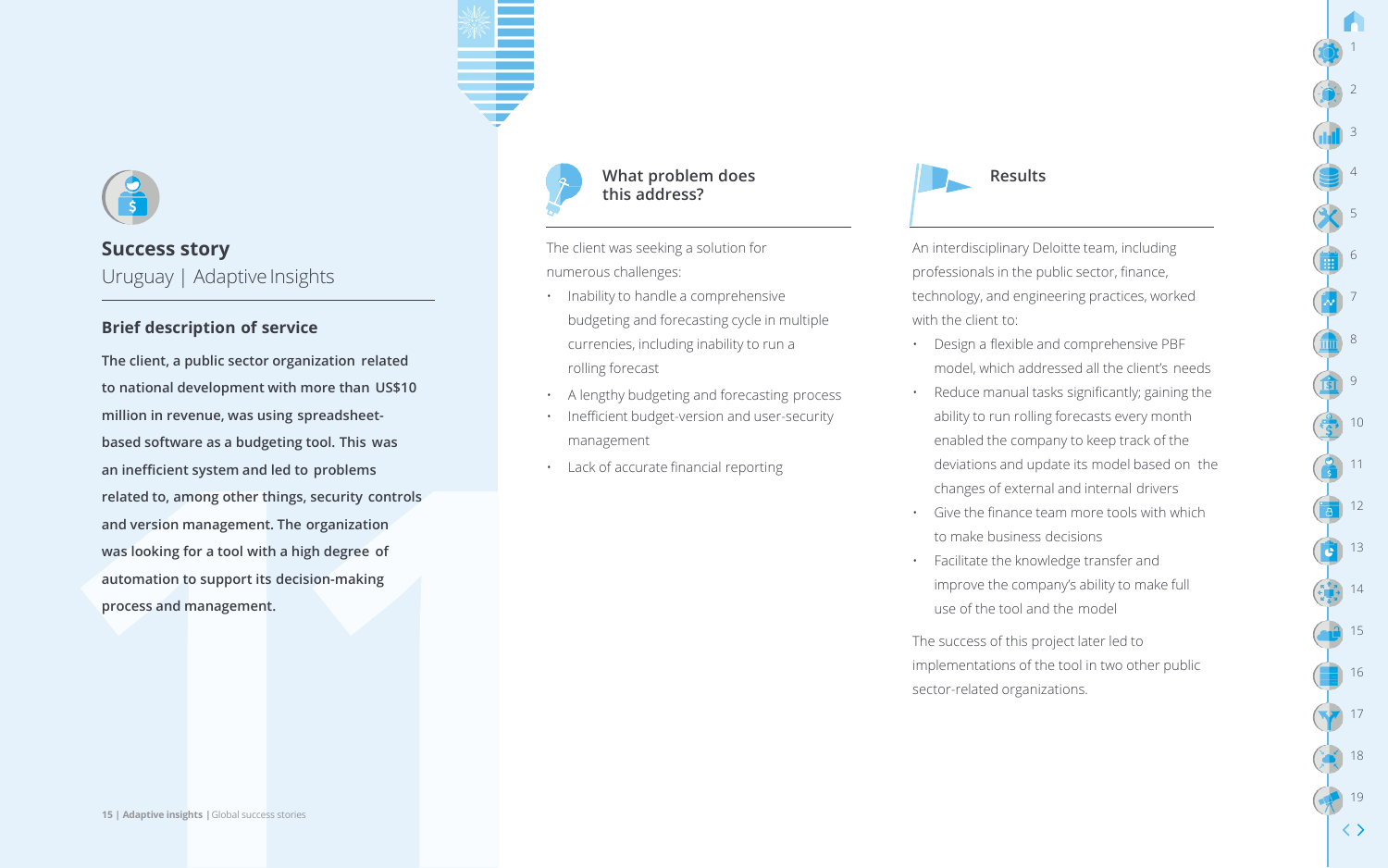## Success story

Uruguay | Adaptive Insights

### Brief description of service

**The client, a public sector organization related to national development with more than US$10 million in revenue, was using spreadsheet-based software as a budgeting tool. This was an inefficient system and led to problems related to, among other things, security controls and version management. The organization was looking for a tool with a high degree of automation to support its decision-making process and management.**

### What problem does this address?

The client was seeking a solution for numerous challenges:

- Inability to handle a comprehensive budgeting and forecasting cycle in multiple currencies, including inability to run a rolling forecast
- A lengthy budgeting and forecasting process
- Inefficient budget-version and user-security management
- Lack of accurate financial reporting

### Results

An interdisciplinary Deloitte team, including professionals in the public sector, finance, technology, and engineering practices, worked with the client to:

- Design a flexible and comprehensive PBF model, which addressed all the client's needs
- Reduce manual tasks significantly; gaining the ability to run rolling forecasts every month enabled the company to keep track of the deviations and update its model based on the changes of external and internal drivers
- Give the finance team more tools with which to make business decisions
- Facilitate the knowledge transfer and improve the company's ability to make full use of the tool and the model

The success of this project later led to implementations of the tool in two other public sector-related organizations.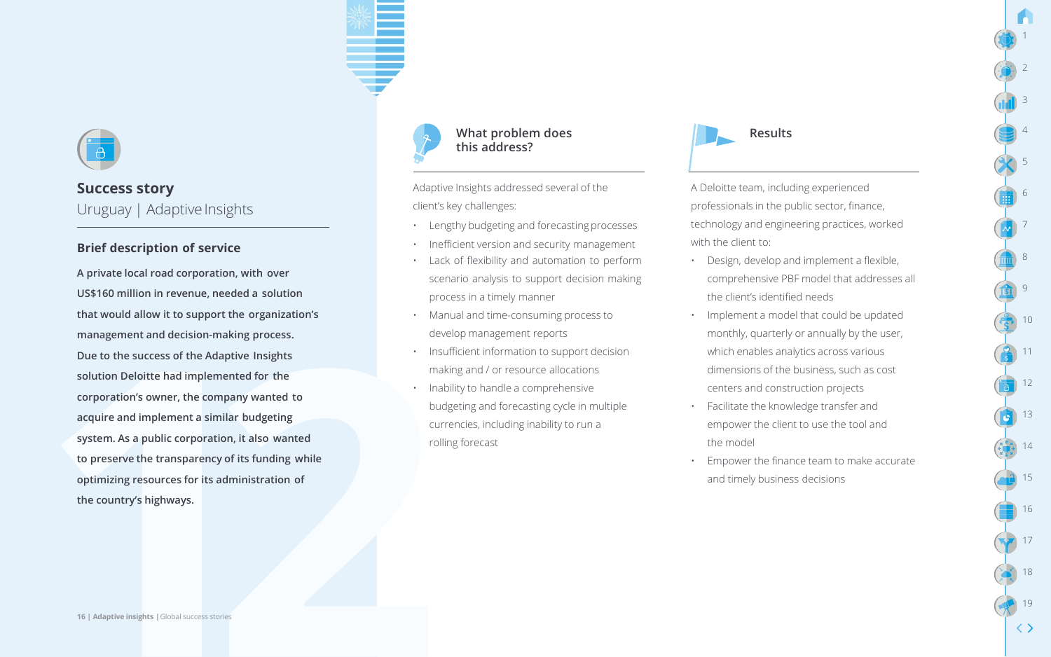## Success story

Uruguay | Adaptive Insights

### Brief description of service

**A private local road corporation, with over US$160 million in revenue, needed a solution that would allow it to support the organization's management and decision-making process. Due to the success of the Adaptive Insights solution Deloitte had implemented for the corporation's owner, the company wanted to acquire and implement a similar budgeting system. As a public corporation, it also wanted to preserve the transparency of its funding while optimizing resources for its administration of the country's highways.**

### What problem does this address?

Adaptive Insights addressed several of the client's key challenges:

- Lengthy budgeting and forecasting processes
- Inefficient version and security management
- Lack of flexibility and automation to perform scenario analysis to support decision making process in a timely manner
- Manual and time-consuming process to develop management reports
- Insufficient information to support decision making and / or resource allocations
- Inability to handle a comprehensive budgeting and forecasting cycle in multiple currencies, including inability to run a rolling forecast

### Results

A Deloitte team, including experienced professionals in the public sector, finance, technology and engineering practices, worked with the client to:

- Design, develop and implement a flexible, comprehensive PBF model that addresses all the client's identified needs
- Implement a model that could be updated monthly, quarterly or annually by the user, which enables analytics across various dimensions of the business, such as cost centers and construction projects
- Facilitate the knowledge transfer and empower the client to use the tool and the model
- Empower the finance team to make accurate and timely business decisions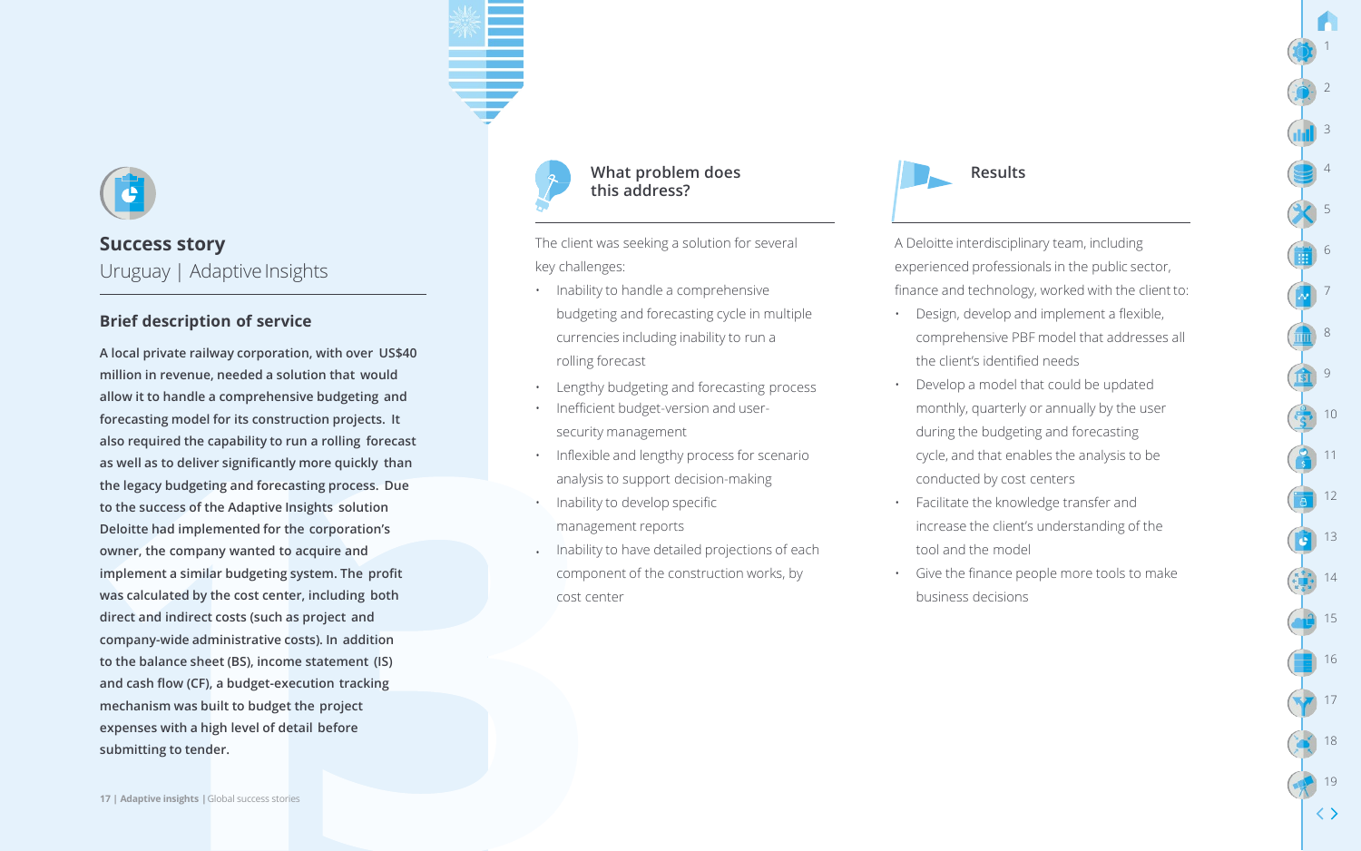## Success story

Uruguay | Adaptive Insights

### Brief description of service

**A local private railway corporation, with over US$40 million in revenue, needed a solution that would allow it to handle a comprehensive budgeting and forecasting model for its construction projects. It also required the capability to run a rolling forecast as well as to deliver significantly more quickly than the legacy budgeting and forecasting process. Due to the success of the Adaptive Insights solution Deloitte had implemented for the corporation's owner, the company wanted to acquire and implement a similar budgeting system. The profit was calculated by the cost center, including both direct and indirect costs (such as project and company-wide administrative costs). In addition to the balance sheet (BS), income statement (IS) and cash flow (CF), a budget-execution tracking mechanism was built to budget the project expenses with a high level of detail before submitting to tender.**

### What problem does this address?

The client was seeking a solution for several key challenges:

- Inability to handle a comprehensive budgeting and forecasting cycle in multiple currencies including inability to run a rolling forecast
- Lengthy budgeting and forecasting process
- Inefficient budget-version and user-security management
- Inflexible and lengthy process for scenario analysis to support decision-making
- Inability to develop specific management reports
- Inability to have detailed projections of each component of the construction works, by cost center

### Results

A Deloitte interdisciplinary team, including experienced professionals in the public sector, finance and technology, worked with the client to:

- Design, develop and implement a flexible, comprehensive PBF model that addresses all the client's identified needs
- Develop a model that could be updated monthly, quarterly or annually by the user during the budgeting and forecasting cycle, and that enables the analysis to be conducted by cost centers
- Facilitate the knowledge transfer and increase the client's understanding of the tool and the model
- Give the finance people more tools to make business decisions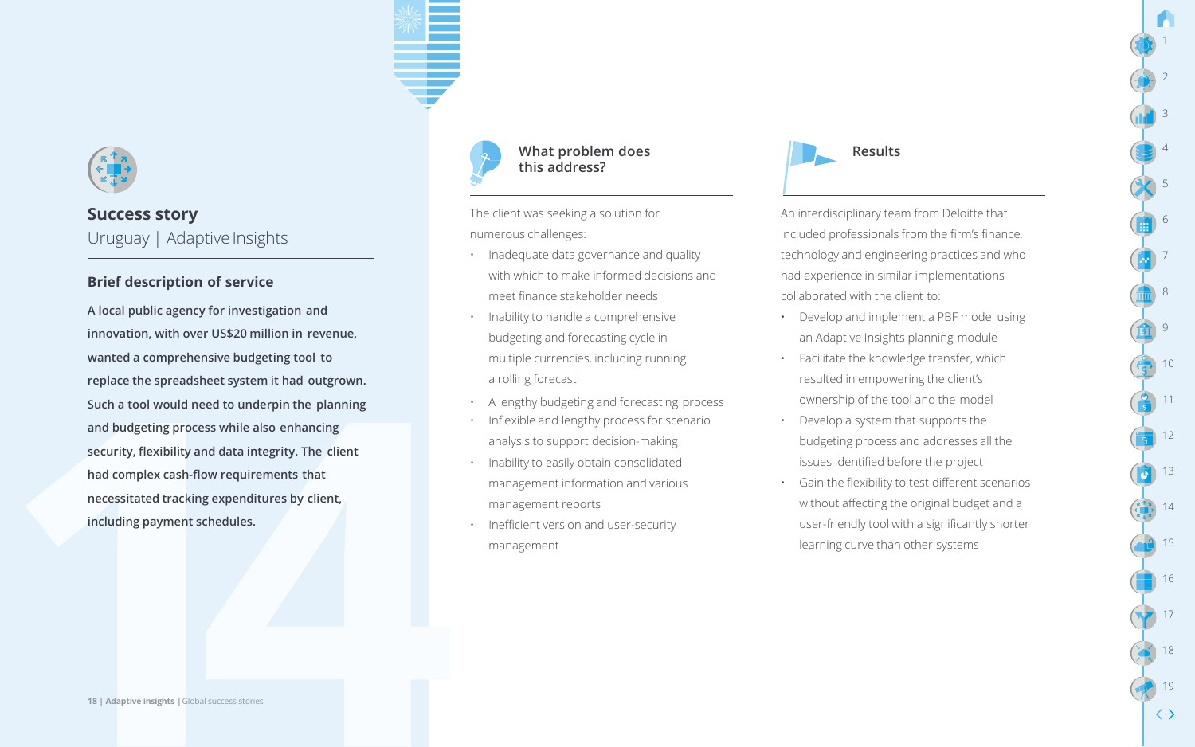## Success story

Uruguay | Adaptive Insights

### Brief description of service

**A local public agency for investigation and innovation, with over US$20 million in revenue, wanted a comprehensive budgeting tool to replace the spreadsheet system it had outgrown. Such a tool would need to underpin the planning and budgeting process while also enhancing security, flexibility and data integrity. The client had complex cash-flow requirements that necessitated tracking expenditures by client, including payment schedules.**

### What problem does this address?

The client was seeking a solution for numerous challenges:

- Inadequate data governance and quality with which to make informed decisions and meet finance stakeholder needs
- Inability to handle a comprehensive budgeting and forecasting cycle in multiple currencies, including running a rolling forecast
- A lengthy budgeting and forecasting process
- Inflexible and lengthy process for scenario analysis to support decision-making
- Inability to easily obtain consolidated management information and various management reports
- Inefficient version and user-security management

### Results

An interdisciplinary team from Deloitte that included professionals from the firm's finance, technology and engineering practices and who had experience in similar implementations collaborated with the client to:

- Develop and implement a PBF model using an Adaptive Insights planning module
- Facilitate the knowledge transfer, which resulted in empowering the client's ownership of the tool and the model
- Develop a system that supports the budgeting process and addresses all the issues identified before the project
- Gain the flexibility to test different scenarios without affecting the original budget and a user-friendly tool with a significantly shorter learning curve than other systems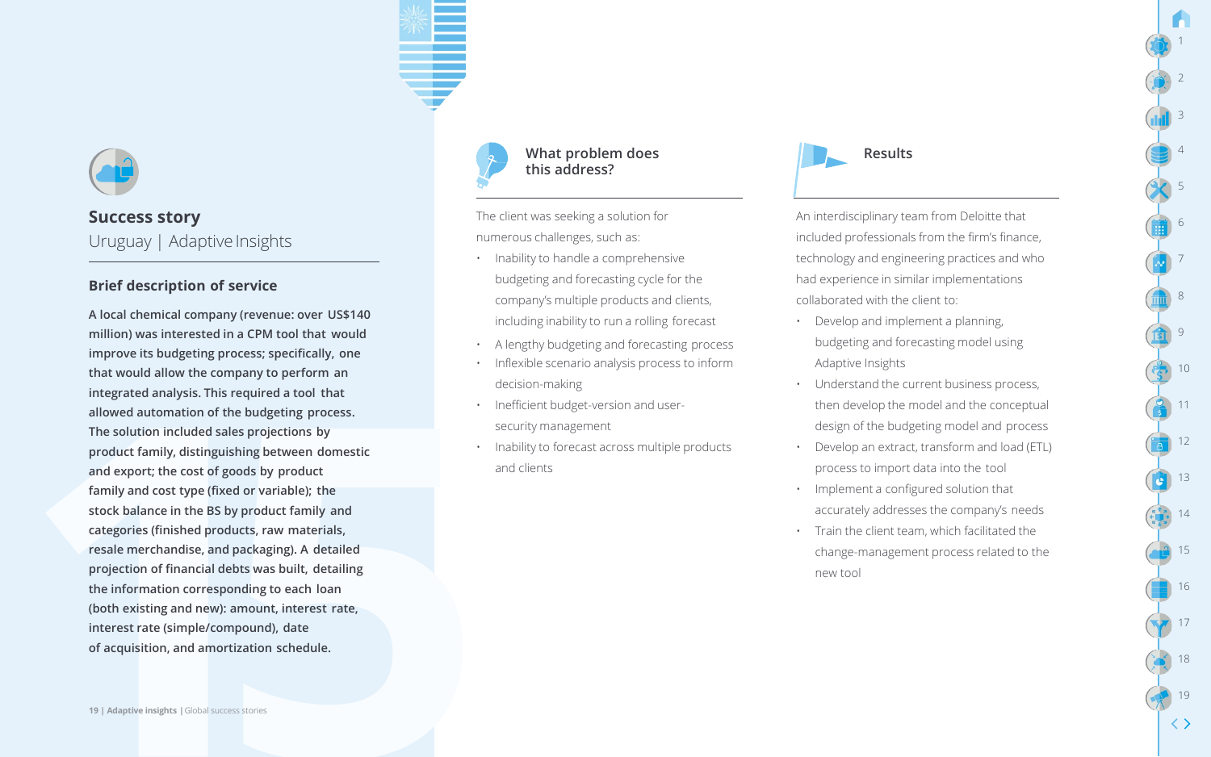## Success story

Uruguay | Adaptive Insights

### Brief description of service

**A local chemical company (revenue: over US$140 million) was interested in a CPM tool that would improve its budgeting process; specifically, one that would allow the company to perform an integrated analysis. This required a tool that allowed automation of the budgeting process. The solution included sales projections by product family, distinguishing between domestic and export; the cost of goods by product family and cost type (fixed or variable); the stock balance in the BS by product family and categories (finished products, raw materials, resale merchandise, and packaging). A detailed projection of financial debts was built, detailing the information corresponding to each loan (both existing and new): amount, interest rate, interest rate (simple/compound), date of acquisition, and amortization schedule.**

### What problem does this address?

The client was seeking a solution for numerous challenges, such as:

- Inability to handle a comprehensive budgeting and forecasting cycle for the company's multiple products and clients, including inability to run a rolling forecast
- A lengthy budgeting and forecasting process
- Inflexible scenario analysis process to inform decision-making
- Inefficient budget-version and user-security management
- Inability to forecast across multiple products and clients

### Results

An interdisciplinary team from Deloitte that included professionals from the firm's finance, technology and engineering practices and who had experience in similar implementations collaborated with the client to:

- Develop and implement a planning, budgeting and forecasting model using Adaptive Insights
- Understand the current business process, then develop the model and the conceptual design of the budgeting model and process
- Develop an extract, transform and load (ETL) process to import data into the tool
- Implement a configured solution that accurately addresses the company's needs
- Train the client team, which facilitated the change-management process related to the new tool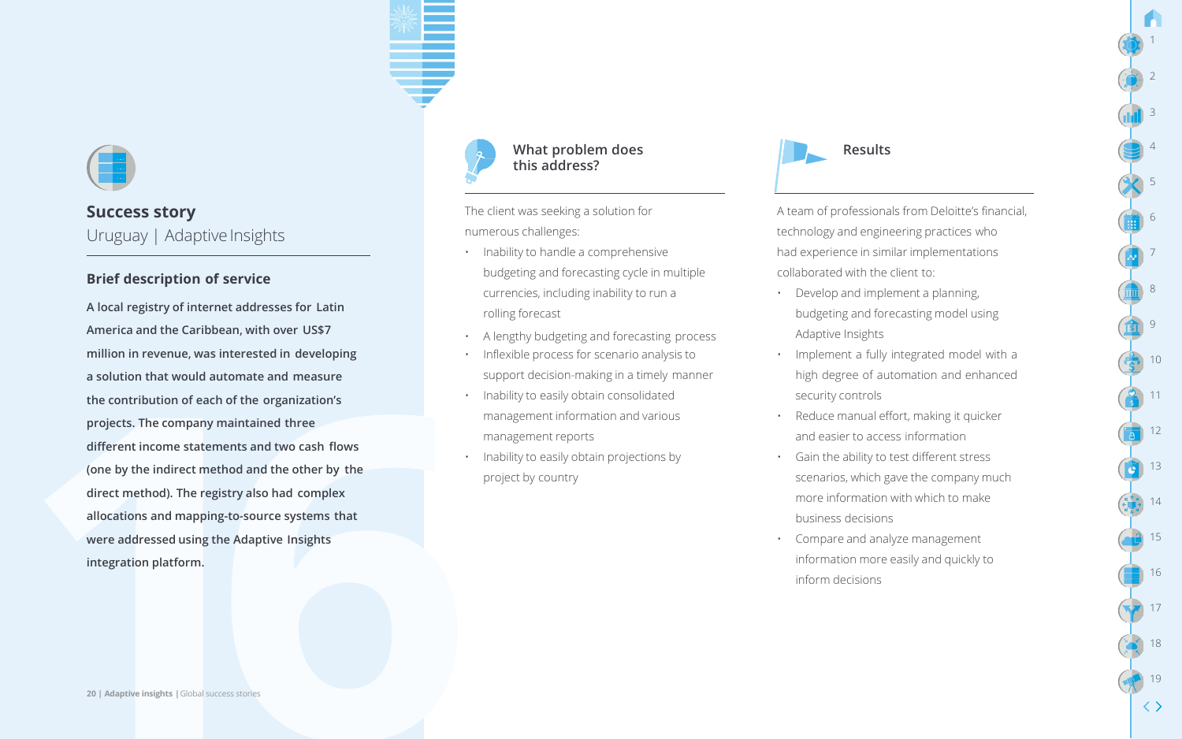## Success story

Uruguay | Adaptive Insights

### Brief description of service

**A local registry of internet addresses for Latin America and the Caribbean, with over US$7 million in revenue, was interested in developing a solution that would automate and measure the contribution of each of the organization's projects. The company maintained three different income statements and two cash flows (one by the indirect method and the other by the direct method). The registry also had complex allocations and mapping-to-source systems that were addressed using the Adaptive Insights integration platform.**

### What problem does this address?

The client was seeking a solution for numerous challenges:

- Inability to handle a comprehensive budgeting and forecasting cycle in multiple currencies, including inability to run a rolling forecast
- A lengthy budgeting and forecasting process
- Inflexible process for scenario analysis to support decision-making in a timely manner
- Inability to easily obtain consolidated management information and various management reports
- Inability to easily obtain projections by project by country

### Results

A team of professionals from Deloitte's financial, technology and engineering practices who had experience in similar implementations collaborated with the client to:

- Develop and implement a planning, budgeting and forecasting model using Adaptive Insights
- Implement a fully integrated model with a high degree of automation and enhanced security controls
- Reduce manual effort, making it quicker and easier to access information
- Gain the ability to test different stress scenarios, which gave the company much more information with which to make business decisions
- Compare and analyze management information more easily and quickly to inform decisions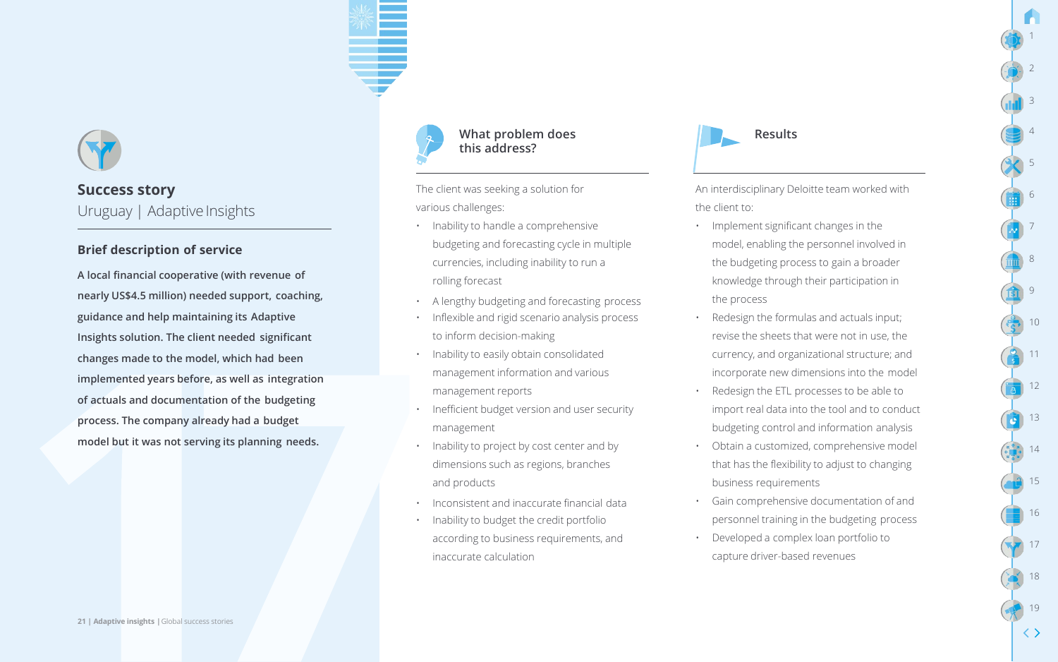## Success story

Uruguay | Adaptive Insights

### Brief description of service

**A local financial cooperative (with revenue of nearly US$4.5 million) needed support, coaching, guidance and help maintaining its Adaptive Insights solution. The client needed significant changes made to the model, which had been implemented years before, as well as integration of actuals and documentation of the budgeting process. The company already had a budget model but it was not serving its planning needs.**

### What problem does this address?

The client was seeking a solution for various challenges:

- Inability to handle a comprehensive budgeting and forecasting cycle in multiple currencies, including inability to run a rolling forecast
- A lengthy budgeting and forecasting process
- Inflexible and rigid scenario analysis process to inform decision-making
- Inability to easily obtain consolidated management information and various management reports
- Inefficient budget version and user security management
- Inability to project by cost center and by dimensions such as regions, branches and products
- Inconsistent and inaccurate financial data
- Inability to budget the credit portfolio according to business requirements, and inaccurate calculation

### Results

An interdisciplinary Deloitte team worked with the client to:

- Implement significant changes in the model, enabling the personnel involved in the budgeting process to gain a broader knowledge through their participation in the process
- Redesign the formulas and actuals input; revise the sheets that were not in use, the currency, and organizational structure; and incorporate new dimensions into the model
- Redesign the ETL processes to be able to import real data into the tool and to conduct budgeting control and information analysis
- Obtain a customized, comprehensive model that has the flexibility to adjust to changing business requirements
- Gain comprehensive documentation of and personnel training in the budgeting process
- Developed a complex loan portfolio to capture driver-based revenues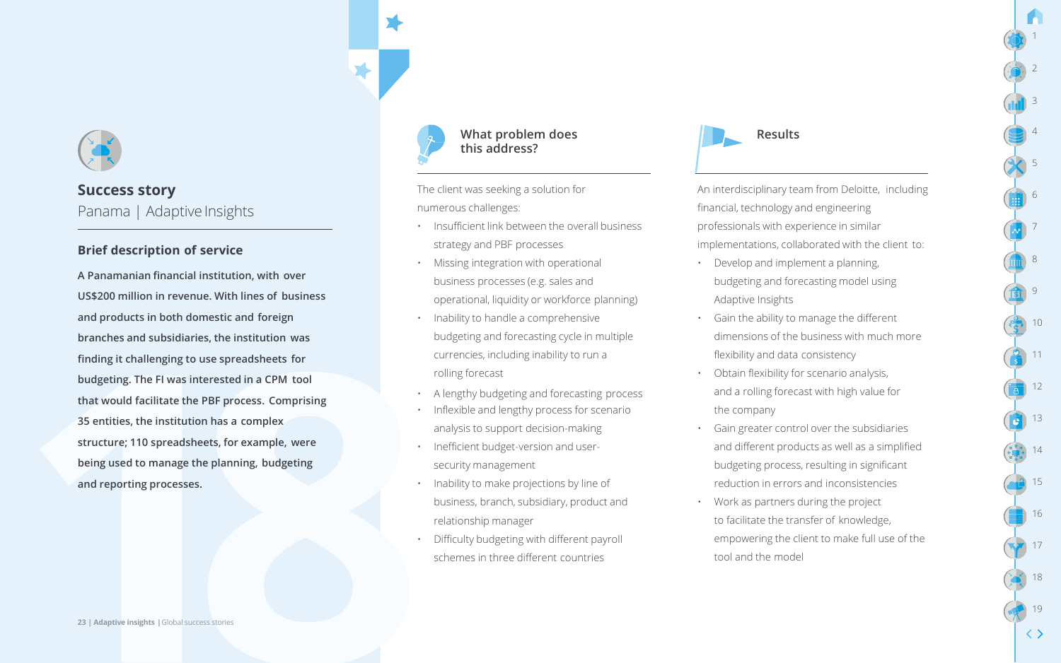## Success story

Panama | Adaptive Insights

### Brief description of service

**A Panamanian financial institution, with over US$200 million in revenue. With lines of business and products in both domestic and foreign branches and subsidiaries, the institution was finding it challenging to use spreadsheets for budgeting. The FI was interested in a CPM tool that would facilitate the PBF process. Comprising 35 entities, the institution has a complex structure; 110 spreadsheets, for example, were being used to manage the planning, budgeting and reporting processes.**

### What problem does this address?

The client was seeking a solution for numerous challenges:

- Insufficient link between the overall business strategy and PBF processes
- Missing integration with operational business processes (e.g. sales and operational, liquidity or workforce planning)
- Inability to handle a comprehensive budgeting and forecasting cycle in multiple currencies, including inability to run a rolling forecast
- A lengthy budgeting and forecasting process
- Inflexible and lengthy process for scenario analysis to support decision-making
- Inefficient budget-version and user-security management
- Inability to make projections by line of business, branch, subsidiary, product and relationship manager
- Difficulty budgeting with different payroll schemes in three different countries

### Results

An interdisciplinary team from Deloitte, including financial, technology and engineering professionals with experience in similar implementations, collaborated with the client to:

- Develop and implement a planning, budgeting and forecasting model using Adaptive Insights
- Gain the ability to manage the different dimensions of the business with much more flexibility and data consistency
- Obtain flexibility for scenario analysis, and a rolling forecast with high value for the company
- Gain greater control over the subsidiaries and different products as well as a simplified budgeting process, resulting in significant reduction in errors and inconsistencies
- Work as partners during the project to facilitate the transfer of knowledge, empowering the client to make full use of the tool and the model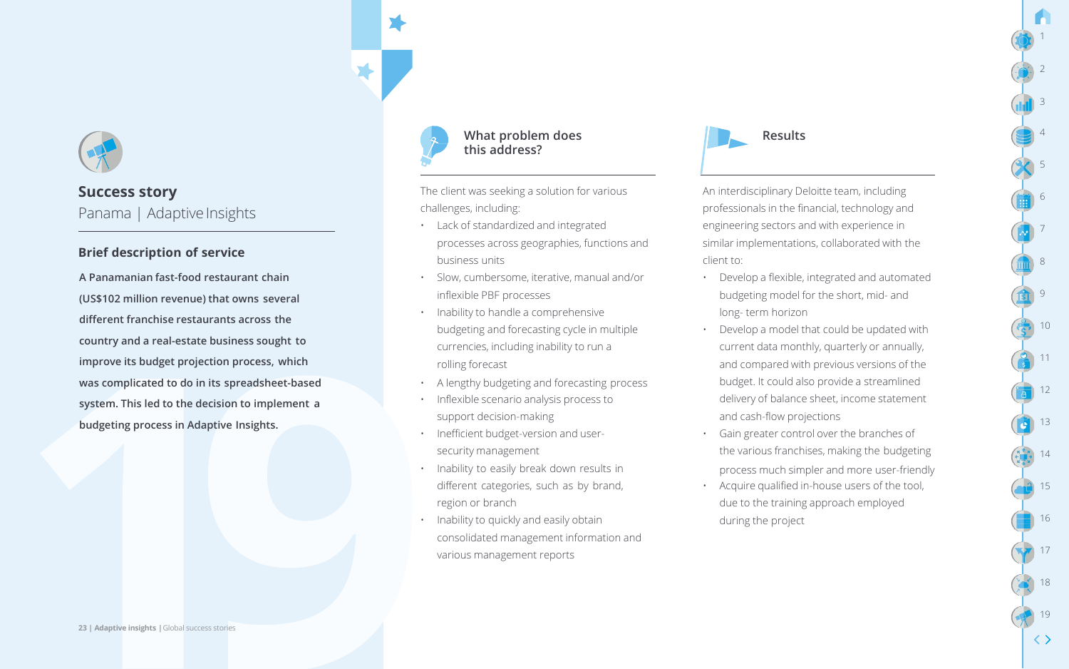## Success story

Panama | Adaptive Insights

### Brief description of service

**A Panamanian fast-food restaurant chain (US$102 million revenue) that owns several different franchise restaurants across the country and a real-estate business sought to improve its budget projection process, which was complicated to do in its spreadsheet-based system. This led to the decision to implement a budgeting process in Adaptive Insights.**

### What problem does this address?

The client was seeking a solution for various challenges, including:

- Lack of standardized and integrated processes across geographies, functions and business units
- Slow, cumbersome, iterative, manual and/or inflexible PBF processes
- Inability to handle a comprehensive budgeting and forecasting cycle in multiple currencies, including inability to run a rolling forecast
- A lengthy budgeting and forecasting process
- Inflexible scenario analysis process to support decision-making
- Inefficient budget-version and user-security management
- Inability to easily break down results in different categories, such as by brand, region or branch
- Inability to quickly and easily obtain consolidated management information and various management reports

### Results

An interdisciplinary Deloitte team, including professionals in the financial, technology and engineering sectors and with experience in similar implementations, collaborated with the client to:

- Develop a flexible, integrated and automated budgeting model for the short, mid- and long- term horizon
- Develop a model that could be updated with current data monthly, quarterly or annually, and compared with previous versions of the budget. It could also provide a streamlined delivery of balance sheet, income statement and cash-flow projections
- Gain greater control over the branches of the various franchises, making the budgeting process much simpler and more user-friendly
- Acquire qualified in-house users of the tool, due to the training approach employed during the project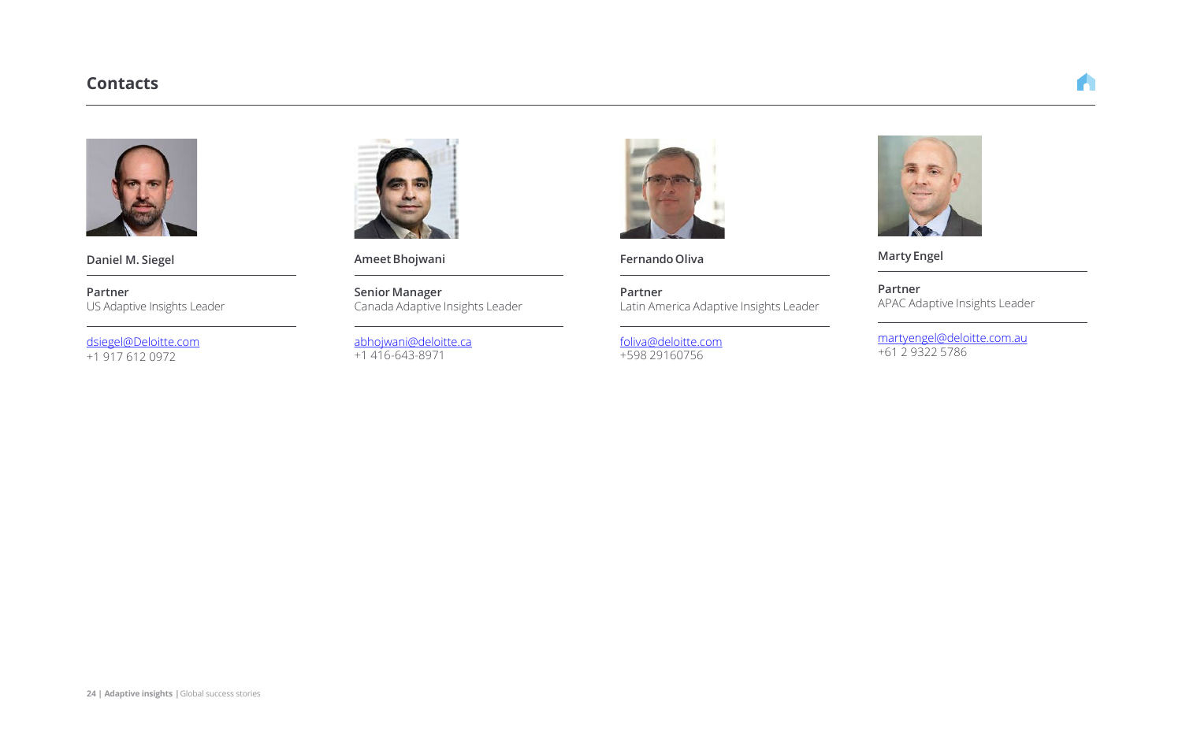## Contacts

**Daniel M. Siegel**

**Partner**
US Adaptive Insights Leader

dsiegel@Deloitte.com
+1 917 612 0972

**Ameet Bhojwani**

**Senior Manager**
Canada Adaptive Insights Leader

abhojwani@deloitte.ca
+1 416-643-8971

**Fernando Oliva**

**Partner**
Latin America Adaptive Insights Leader

foliva@deloitte.com
+598 29160756

**Marty Engel**

**Partner**
APAC Adaptive Insights Leader

martyengel@deloitte.com.au
+61 2 9322 5786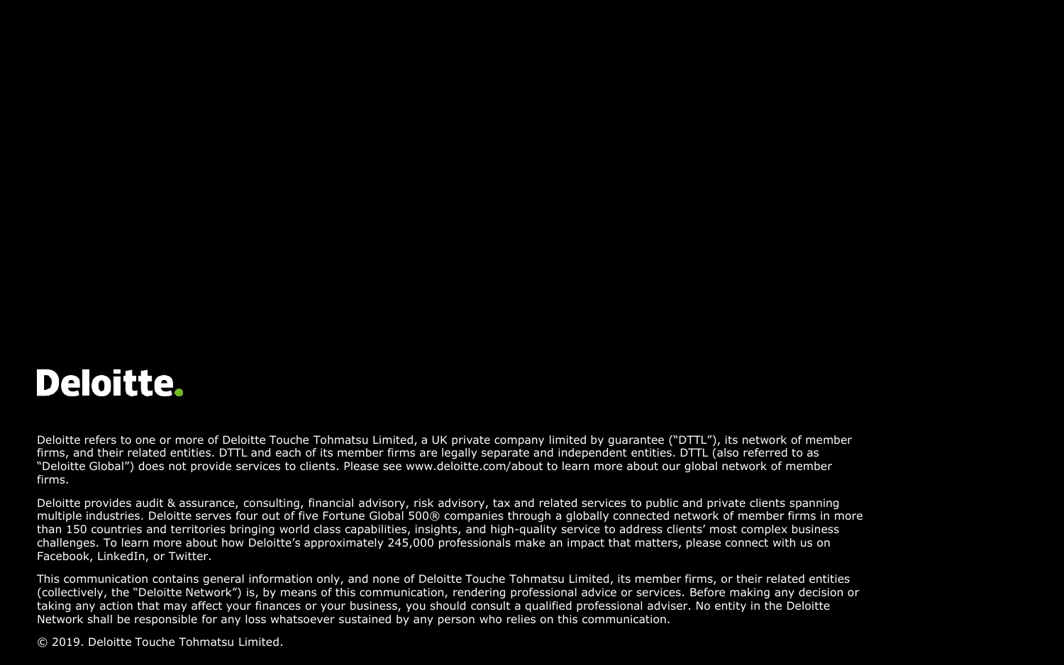Deloitte.

Deloitte refers to one or more of Deloitte Touche Tohmatsu Limited, a UK private company limited by guarantee ("DTTL"), its network of member firms, and their related entities. DTTL and each of its member firms are legally separate and independent entities. DTTL (also referred to as "Deloitte Global") does not provide services to clients. Please see www.deloitte.com/about to learn more about our global network of member firms.

Deloitte provides audit & assurance, consulting, financial advisory, risk advisory, tax and related services to public and private clients spanning multiple industries. Deloitte serves four out of five Fortune Global 500® companies through a globally connected network of member firms in more than 150 countries and territories bringing world class capabilities, insights, and high-quality service to address clients' most complex business challenges. To learn more about how Deloitte's approximately 245,000 professionals make an impact that matters, please connect with us on Facebook, LinkedIn, or Twitter.

This communication contains general information only, and none of Deloitte Touche Tohmatsu Limited, its member firms, or their related entities (collectively, the "Deloitte Network") is, by means of this communication, rendering professional advice or services. Before making any decision or taking any action that may affect your finances or your business, you should consult a qualified professional adviser. No entity in the Deloitte Network shall be responsible for any loss whatsoever sustained by any person who relies on this communication.

© 2019. Deloitte Touche Tohmatsu Limited.